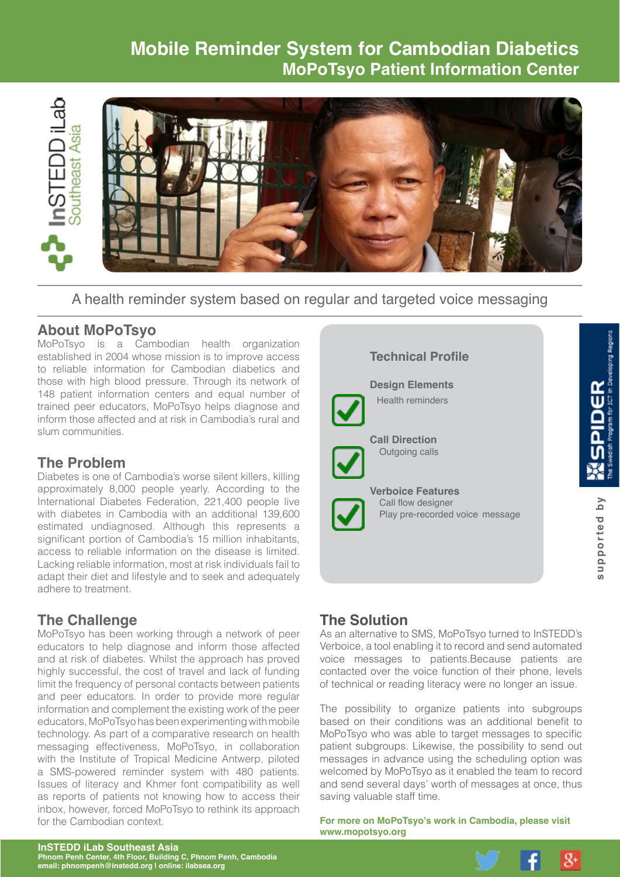# Mobile Reminder System for Cambodian Diabetics

## MoPoTsyo Patient Information Center

InSTEDD iLab Southeast Asia

A health reminder system based on regular and targeted voice messaging

## About MoPoTsyo

MoPoTsyo is a Cambodian health organization established in 2004 whose mission is to improve access to reliable information for Cambodian diabetics and those with high blood pressure. Through its network of 148 patient information centers and equal number of trained peer educators, MoPoTsyo helps diagnose and inform those affected and at risk in Cambodia's rural and slum communities.

## The Problem

Diabetes is one of Cambodia's worse silent killers, killing approximately 8,000 people yearly. According to the International Diabetes Federation, 221,400 people live with diabetes in Cambodia with an additional 139,600 estimated undiagnosed. Although this represents a significant portion of Cambodia's 15 million inhabitants, access to reliable information on the disease is limited. Lacking reliable information, most at risk individuals fail to adapt their diet and lifestyle and to seek and adequately adhere to treatment.

## The Challenge

MoPoTsyo has been working through a network of peer educators to help diagnose and inform those affected and at risk of diabetes. Whilst the approach has proved highly successful, the cost of travel and lack of funding limit the frequency of personal contacts between patients and peer educators. In order to provide more regular information and complement the existing work of the peer educators, MoPoTsyo has been experimenting with mobile technology. As part of a comparative research on health messaging effectiveness, MoPoTsyo, in collaboration with the Institute of Tropical Medicine Antwerp, piloted a SMS-powered reminder system with 480 patients. Issues of literacy and Khmer font compatibility as well as reports of patients not knowing how to access their inbox, however, forced MoPoTsyo to rethink its approach for the Cambodian context.

### Technical Profile

**Design Elements**
Health reminders

**Call Direction**
Outgoing calls

**Verboice Features**
Call flow designer
Play pre-recorded voice message

supported by SPIDER — The Swedish Program for ICT in Developing Regions

## The Solution

As an alternative to SMS, MoPoTsyo turned to InSTEDD's Verboice, a tool enabling it to record and send automated voice messages to patients.Because patients are contacted over the voice function of their phone, levels of technical or reading literacy were no longer an issue.

The possibility to organize patients into subgroups based on their conditions was an additional benefit to MoPoTsyo who was able to target messages to specific patient subgroups. Likewise, the possibility to send out messages in advance using the scheduling option was welcomed by MoPoTsyo as it enabled the team to record and send several days' worth of messages at once, thus saving valuable staff time.

**For more on MoPoTsyo's work in Cambodia, please visit www.mopotsyo.org**

**InSTEDD iLab Southeast Asia**
**Phnom Penh Center, 4th Floor, Building C, Phnom Penh, Cambodia**
**email: phnompenh@instedd.org | online: ilabsea.org**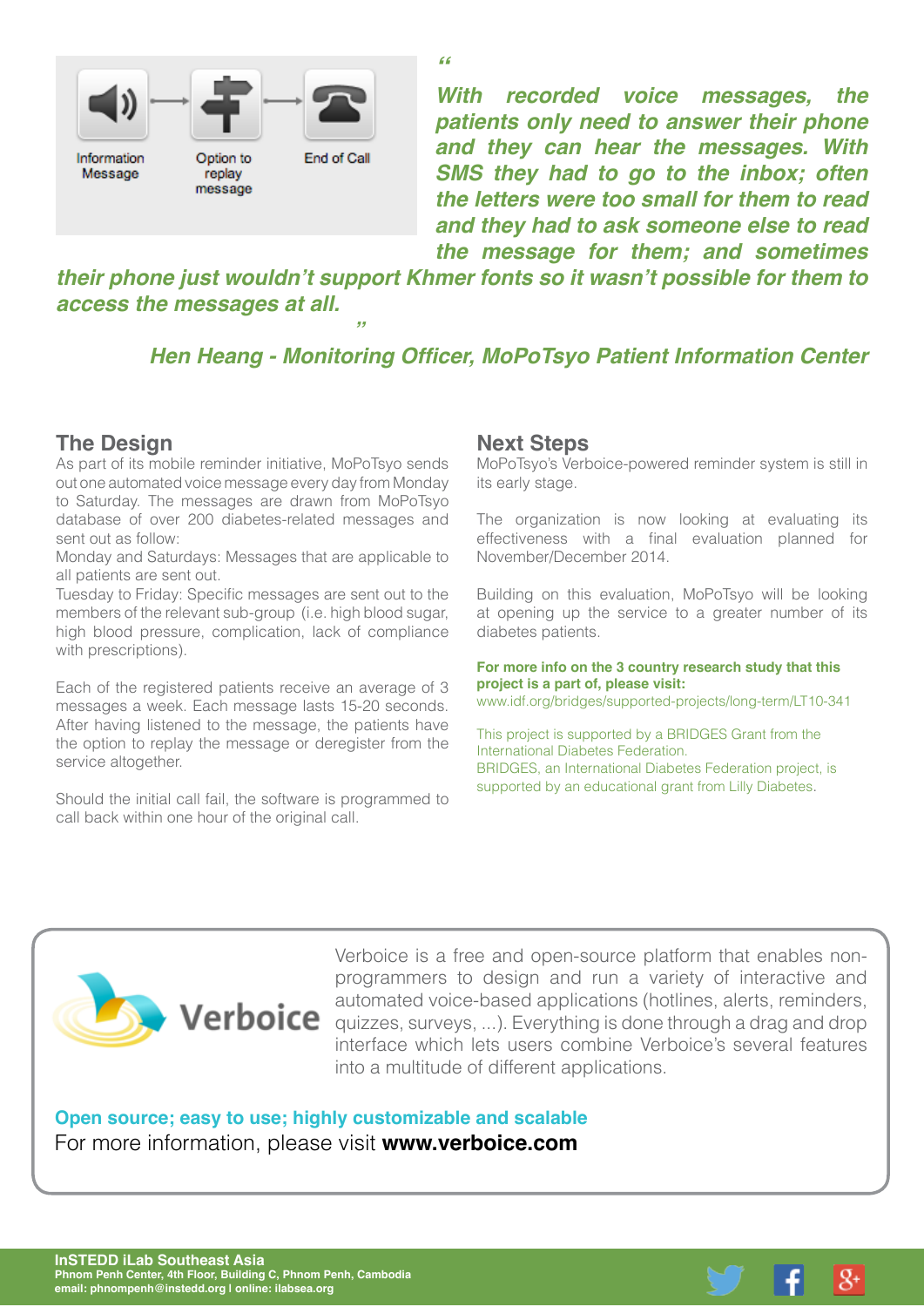Information Message → Option to replay message → End of Call

> *"With recorded voice messages, the patients only need to answer their phone and they can hear the messages. With SMS they had to go to the inbox; often the letters were too small for them to read and they had to ask someone else to read the message for them; and sometimes their phone just wouldn't support Khmer fonts so it wasn't possible for them to access the messages at all."*
>
> ***Hen Heang - Monitoring Officer, MoPoTsyo Patient Information Center***

## The Design

As part of its mobile reminder initiative, MoPoTsyo sends out one automated voice message every day from Monday to Saturday. The messages are drawn from MoPoTsyo database of over 200 diabetes-related messages and sent out as follow:

Monday and Saturdays: Messages that are applicable to all patients are sent out.

Tuesday to Friday: Specific messages are sent out to the members of the relevant sub-group (i.e. high blood sugar, high blood pressure, complication, lack of compliance with prescriptions).

Each of the registered patients receive an average of 3 messages a week. Each message lasts 15-20 seconds. After having listened to the message, the patients have the option to replay the message or deregister from the service altogether.

Should the initial call fail, the software is programmed to call back within one hour of the original call.

## Next Steps

MoPoTsyo's Verboice-powered reminder system is still in its early stage.

The organization is now looking at evaluating its effectiveness with a final evaluation planned for November/December 2014.

Building on this evaluation, MoPoTsyo will be looking at opening up the service to a greater number of its diabetes patients.

**For more info on the 3 country research study that this project is a part of, please visit:**
www.idf.org/bridges/supported-projects/long-term/LT10-341

This project is supported by a BRIDGES Grant from the International Diabetes Federation.
BRIDGES, an International Diabetes Federation project, is supported by an educational grant from Lilly Diabetes.

Verboice

Verboice is a free and open-source platform that enables non-programmers to design and run a variety of interactive and automated voice-based applications (hotlines, alerts, reminders, quizzes, surveys, ...). Everything is done through a drag and drop interface which lets users combine Verboice's several features into a multitude of different applications.

**Open source; easy to use; highly customizable and scalable**

For more information, please visit **www.verboice.com**

**InSTEDD iLab Southeast Asia**
**Phnom Penh Center, 4th Floor, Building C, Phnom Penh, Cambodia**
**email: phnompenh@instedd.org | online: ilabsea.org**